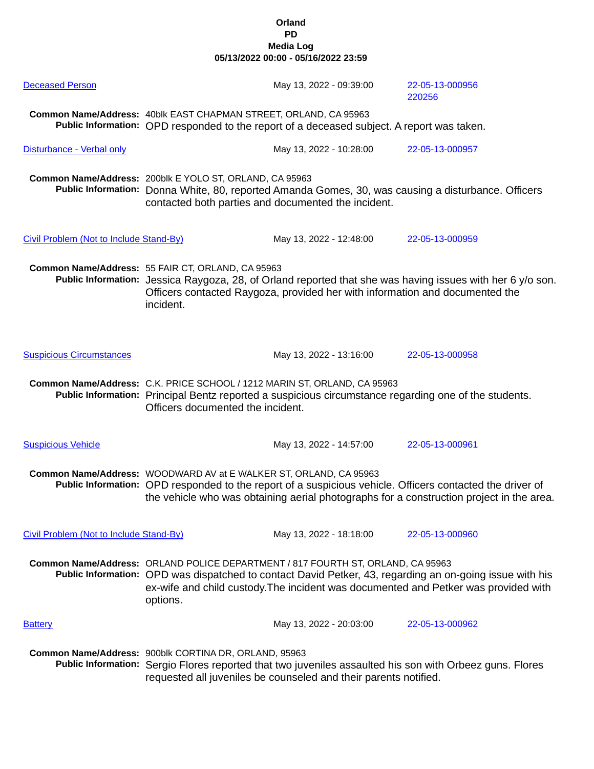# Orland
# PD
# Media Log
## 05/13/2022 00:00 - 05/16/2022 23:59

**Deceased Person** | May 13, 2022 - 09:39:00 | 22-05-13-000956 220256

**Common Name/Address:** 40blk EAST CHAPMAN STREET, ORLAND, CA 95963
**Public Information:** OPD responded to the report of a deceased subject. A report was taken.

**Disturbance - Verbal only** | May 13, 2022 - 10:28:00 | 22-05-13-000957

**Common Name/Address:** 200blk E YOLO ST, ORLAND, CA 95963
**Public Information:** Donna White, 80, reported Amanda Gomes, 30, was causing a disturbance. Officers contacted both parties and documented the incident.

**Civil Problem (Not to Include Stand-By)** | May 13, 2022 - 12:48:00 | 22-05-13-000959

**Common Name/Address:** 55 FAIR CT, ORLAND, CA 95963
**Public Information:** Jessica Raygoza, 28, of Orland reported that she was having issues with her 6 y/o son. Officers contacted Raygoza, provided her with information and documented the incident.

**Suspicious Circumstances** | May 13, 2022 - 13:16:00 | 22-05-13-000958

**Common Name/Address:** C.K. PRICE SCHOOL / 1212 MARIN ST, ORLAND, CA 95963
**Public Information:** Principal Bentz reported a suspicious circumstance regarding one of the students. Officers documented the incident.

**Suspicious Vehicle** | May 13, 2022 - 14:57:00 | 22-05-13-000961

**Common Name/Address:** WOODWARD AV at E WALKER ST, ORLAND, CA 95963
**Public Information:** OPD responded to the report of a suspicious vehicle. Officers contacted the driver of the vehicle who was obtaining aerial photographs for a construction project in the area.

**Civil Problem (Not to Include Stand-By)** | May 13, 2022 - 18:18:00 | 22-05-13-000960

**Common Name/Address:** ORLAND POLICE DEPARTMENT / 817 FOURTH ST, ORLAND, CA 95963
**Public Information:** OPD was dispatched to contact David Petker, 43, regarding an on-going issue with his ex-wife and child custody.The incident was documented and Petker was provided with options.

**Battery** | May 13, 2022 - 20:03:00 | 22-05-13-000962

**Common Name/Address:** 900blk CORTINA DR, ORLAND, 95963
**Public Information:** Sergio Flores reported that two juveniles assaulted his son with Orbeez guns. Flores requested all juveniles be counseled and their parents notified.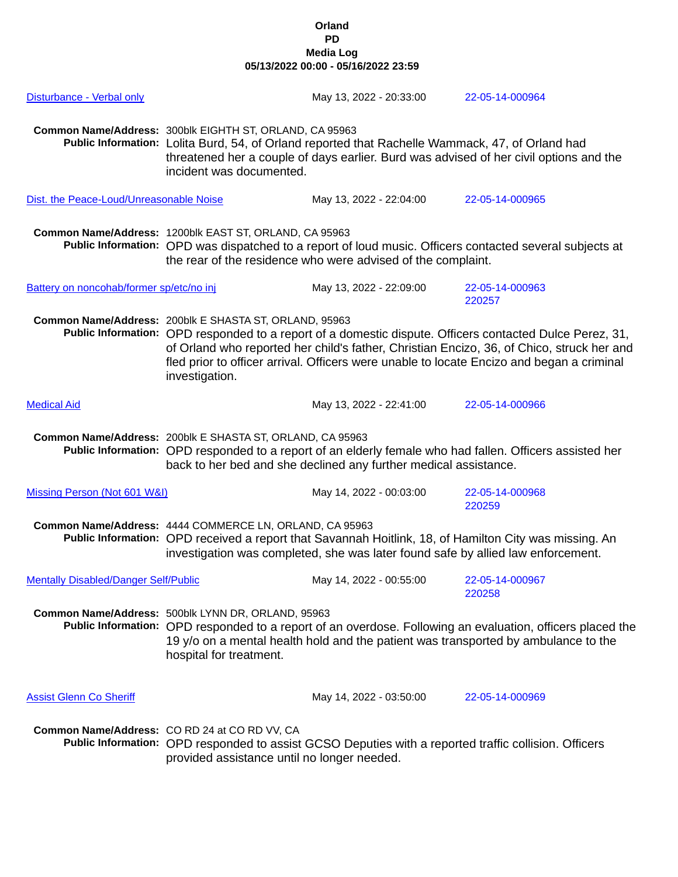**Orland**
**PD**
**Media Log**
**05/13/2022 00:00 - 05/16/2022 23:59**

Disturbance - Verbal only | May 13, 2022 - 20:33:00 | 22-05-14-000964

**Common Name/Address:** 300blk EIGHTH ST, ORLAND, CA 95963
**Public Information:** Lolita Burd, 54, of Orland reported that Rachelle Wammack, 47, of Orland had threatened her a couple of days earlier. Burd was advised of her civil options and the incident was documented.

Dist. the Peace-Loud/Unreasonable Noise | May 13, 2022 - 22:04:00 | 22-05-14-000965

**Common Name/Address:** 1200blk EAST ST, ORLAND, CA 95963
**Public Information:** OPD was dispatched to a report of loud music. Officers contacted several subjects at the rear of the residence who were advised of the complaint.

Battery on noncohab/former sp/etc/no inj | May 13, 2022 - 22:09:00 | 22-05-14-000963 220257

**Common Name/Address:** 200blk E SHASTA ST, ORLAND, 95963
**Public Information:** OPD responded to a report of a domestic dispute. Officers contacted Dulce Perez, 31, of Orland who reported her child's father, Christian Encizo, 36, of Chico, struck her and fled prior to officer arrival. Officers were unable to locate Encizo and began a criminal investigation.

Medical Aid | May 13, 2022 - 22:41:00 | 22-05-14-000966

**Common Name/Address:** 200blk E SHASTA ST, ORLAND, CA 95963
**Public Information:** OPD responded to a report of an elderly female who had fallen. Officers assisted her back to her bed and she declined any further medical assistance.

Missing Person (Not 601 W&I) | May 14, 2022 - 00:03:00 | 22-05-14-000968 220259

**Common Name/Address:** 4444 COMMERCE LN, ORLAND, CA 95963
**Public Information:** OPD received a report that Savannah Hoitlink, 18, of Hamilton City was missing. An investigation was completed, she was later found safe by allied law enforcement.

Mentally Disabled/Danger Self/Public | May 14, 2022 - 00:55:00 | 22-05-14-000967 220258

**Common Name/Address:** 500blk LYNN DR, ORLAND, 95963
**Public Information:** OPD responded to a report of an overdose. Following an evaluation, officers placed the 19 y/o on a mental health hold and the patient was transported by ambulance to the hospital for treatment.

Assist Glenn Co Sheriff | May 14, 2022 - 03:50:00 | 22-05-14-000969

**Common Name/Address:** CO RD 24 at CO RD VV, CA
**Public Information:** OPD responded to assist GCSO Deputies with a reported traffic collision. Officers provided assistance until no longer needed.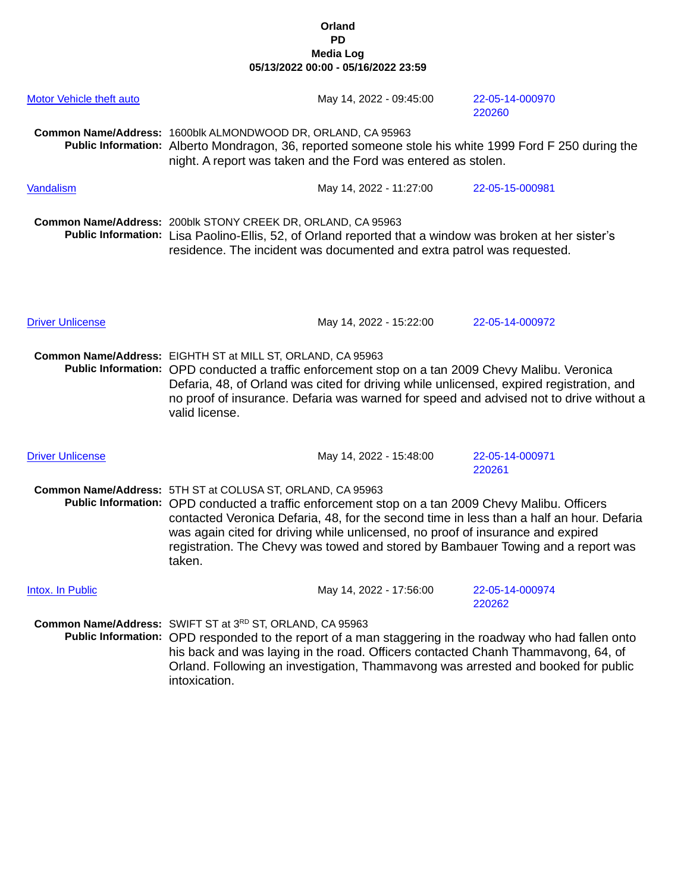**Orland**
**PD**
**Media Log**
**05/13/2022 00:00 - 05/16/2022 23:59**

Motor Vehicle theft auto | May 14, 2022 - 09:45:00 | 22-05-14-000970 220260

**Common Name/Address:** 1600blk ALMONDWOOD DR, ORLAND, CA 95963
**Public Information:** Alberto Mondragon, 36, reported someone stole his white 1999 Ford F 250 during the night. A report was taken and the Ford was entered as stolen.

Vandalism | May 14, 2022 - 11:27:00 | 22-05-15-000981

**Common Name/Address:** 200blk STONY CREEK DR, ORLAND, CA 95963
**Public Information:** Lisa Paolino-Ellis, 52, of Orland reported that a window was broken at her sister's residence. The incident was documented and extra patrol was requested.

Driver Unlicense | May 14, 2022 - 15:22:00 | 22-05-14-000972

**Common Name/Address:** EIGHTH ST at MILL ST, ORLAND, CA 95963
**Public Information:** OPD conducted a traffic enforcement stop on a tan 2009 Chevy Malibu. Veronica Defaria, 48, of Orland was cited for driving while unlicensed, expired registration, and no proof of insurance. Defaria was warned for speed and advised not to drive without a valid license.

Driver Unlicense | May 14, 2022 - 15:48:00 | 22-05-14-000971 220261

**Common Name/Address:** 5TH ST at COLUSA ST, ORLAND, CA 95963
**Public Information:** OPD conducted a traffic enforcement stop on a tan 2009 Chevy Malibu. Officers contacted Veronica Defaria, 48, for the second time in less than a half an hour. Defaria was again cited for driving while unlicensed, no proof of insurance and expired registration. The Chevy was towed and stored by Bambauer Towing and a report was taken.

Intox. In Public | May 14, 2022 - 17:56:00 | 22-05-14-000974 220262

**Common Name/Address:** SWIFT ST at 3RD ST, ORLAND, CA 95963
**Public Information:** OPD responded to the report of a man staggering in the roadway who had fallen onto his back and was laying in the road. Officers contacted Chanh Thammavong, 64, of Orland. Following an investigation, Thammavong was arrested and booked for public intoxication.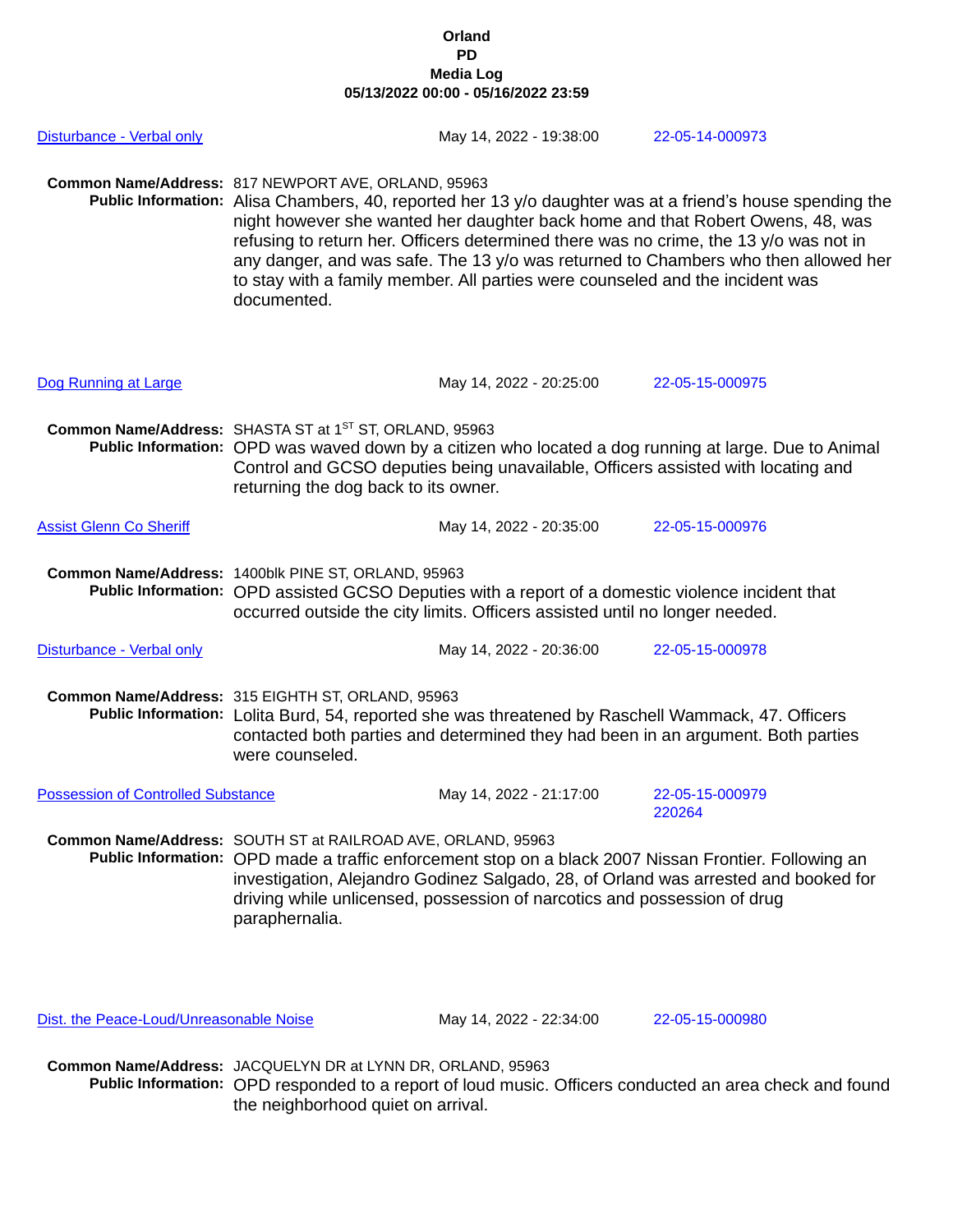**Orland**
**PD**
**Media Log**
**05/13/2022 00:00 - 05/16/2022 23:59**

**Disturbance - Verbal only** | May 14, 2022 - 19:38:00 | 22-05-14-000973

**Common Name/Address:** 817 NEWPORT AVE, ORLAND, 95963
**Public Information:** Alisa Chambers, 40, reported her 13 y/o daughter was at a friend's house spending the night however she wanted her daughter back home and that Robert Owens, 48, was refusing to return her. Officers determined there was no crime, the 13 y/o was not in any danger, and was safe. The 13 y/o was returned to Chambers who then allowed her to stay with a family member. All parties were counseled and the incident was documented.

**Dog Running at Large** | May 14, 2022 - 20:25:00 | 22-05-15-000975

**Common Name/Address:** SHASTA ST at 1ST ST, ORLAND, 95963
**Public Information:** OPD was waved down by a citizen who located a dog running at large. Due to Animal Control and GCSO deputies being unavailable, Officers assisted with locating and returning the dog back to its owner.

**Assist Glenn Co Sheriff** | May 14, 2022 - 20:35:00 | 22-05-15-000976

**Common Name/Address:** 1400blk PINE ST, ORLAND, 95963
**Public Information:** OPD assisted GCSO Deputies with a report of a domestic violence incident that occurred outside the city limits. Officers assisted until no longer needed.

**Disturbance - Verbal only** | May 14, 2022 - 20:36:00 | 22-05-15-000978

**Common Name/Address:** 315 EIGHTH ST, ORLAND, 95963
**Public Information:** Lolita Burd, 54, reported she was threatened by Raschell Wammack, 47. Officers contacted both parties and determined they had been in an argument. Both parties were counseled.

**Possession of Controlled Substance** | May 14, 2022 - 21:17:00 | 22-05-15-000979 220264

**Common Name/Address:** SOUTH ST at RAILROAD AVE, ORLAND, 95963
**Public Information:** OPD made a traffic enforcement stop on a black 2007 Nissan Frontier. Following an investigation, Alejandro Godinez Salgado, 28, of Orland was arrested and booked for driving while unlicensed, possession of narcotics and possession of drug paraphernalia.

**Dist. the Peace-Loud/Unreasonable Noise** | May 14, 2022 - 22:34:00 | 22-05-15-000980

**Common Name/Address:** JACQUELYN DR at LYNN DR, ORLAND, 95963
**Public Information:** OPD responded to a report of loud music. Officers conducted an area check and found the neighborhood quiet on arrival.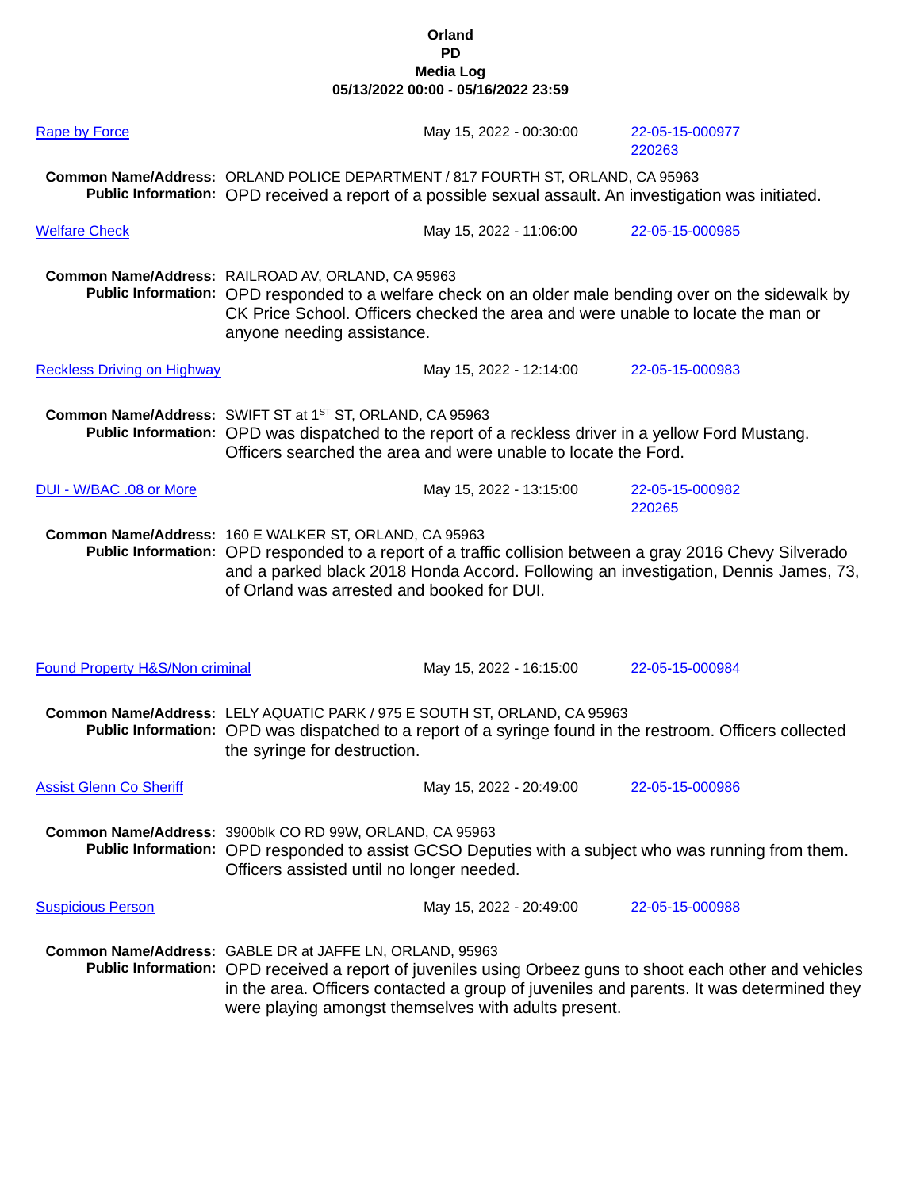**Orland**
**PD**
**Media Log**
**05/13/2022 00:00 - 05/16/2022 23:59**

**Rape by Force** — May 15, 2022 - 00:30:00 — 22-05-15-000977, 220263

**Common Name/Address:** ORLAND POLICE DEPARTMENT / 817 FOURTH ST, ORLAND, CA 95963
**Public Information:** OPD received a report of a possible sexual assault. An investigation was initiated.

**Welfare Check** — May 15, 2022 - 11:06:00 — 22-05-15-000985

**Common Name/Address:** RAILROAD AV, ORLAND, CA 95963
**Public Information:** OPD responded to a welfare check on an older male bending over on the sidewalk by CK Price School. Officers checked the area and were unable to locate the man or anyone needing assistance.

**Reckless Driving on Highway** — May 15, 2022 - 12:14:00 — 22-05-15-000983

**Common Name/Address:** SWIFT ST at 1ST ST, ORLAND, CA 95963
**Public Information:** OPD was dispatched to the report of a reckless driver in a yellow Ford Mustang. Officers searched the area and were unable to locate the Ford.

**DUI - W/BAC .08 or More** — May 15, 2022 - 13:15:00 — 22-05-15-000982, 220265

**Common Name/Address:** 160 E WALKER ST, ORLAND, CA 95963
**Public Information:** OPD responded to a report of a traffic collision between a gray 2016 Chevy Silverado and a parked black 2018 Honda Accord. Following an investigation, Dennis James, 73, of Orland was arrested and booked for DUI.

**Found Property H&S/Non criminal** — May 15, 2022 - 16:15:00 — 22-05-15-000984

**Common Name/Address:** LELY AQUATIC PARK / 975 E SOUTH ST, ORLAND, CA 95963
**Public Information:** OPD was dispatched to a report of a syringe found in the restroom. Officers collected the syringe for destruction.

**Assist Glenn Co Sheriff** — May 15, 2022 - 20:49:00 — 22-05-15-000986

**Common Name/Address:** 3900blk CO RD 99W, ORLAND, CA 95963
**Public Information:** OPD responded to assist GCSO Deputies with a subject who was running from them. Officers assisted until no longer needed.

**Suspicious Person** — May 15, 2022 - 20:49:00 — 22-05-15-000988

**Common Name/Address:** GABLE DR at JAFFE LN, ORLAND, 95963
**Public Information:** OPD received a report of juveniles using Orbeez guns to shoot each other and vehicles in the area. Officers contacted a group of juveniles and parents. It was determined they were playing amongst themselves with adults present.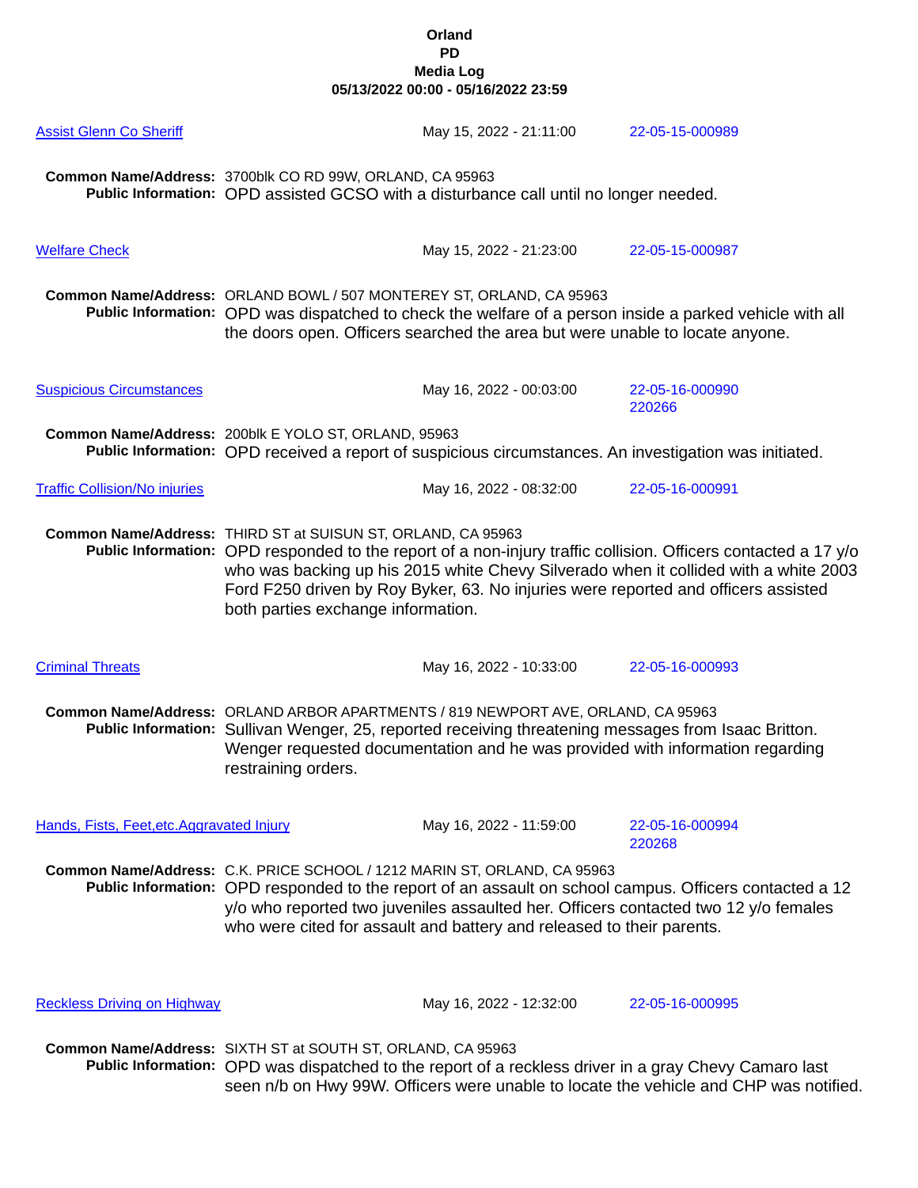**Orland**
**PD**
**Media Log**
**05/13/2022 00:00 - 05/16/2022 23:59**

**Assist Glenn Co Sheriff** — May 15, 2022 - 21:11:00 — 22-05-15-000989

**Common Name/Address:** 3700blk CO RD 99W, ORLAND, CA 95963
**Public Information:** OPD assisted GCSO with a disturbance call until no longer needed.

**Welfare Check** — May 15, 2022 - 21:23:00 — 22-05-15-000987

**Common Name/Address:** ORLAND BOWL / 507 MONTEREY ST, ORLAND, CA 95963
**Public Information:** OPD was dispatched to check the welfare of a person inside a parked vehicle with all the doors open. Officers searched the area but were unable to locate anyone.

**Suspicious Circumstances** — May 16, 2022 - 00:03:00 — 22-05-16-000990 220266

**Common Name/Address:** 200blk E YOLO ST, ORLAND, 95963
**Public Information:** OPD received a report of suspicious circumstances. An investigation was initiated.

**Traffic Collision/No injuries** — May 16, 2022 - 08:32:00 — 22-05-16-000991

**Common Name/Address:** THIRD ST at SUISUN ST, ORLAND, CA 95963
**Public Information:** OPD responded to the report of a non-injury traffic collision. Officers contacted a 17 y/o who was backing up his 2015 white Chevy Silverado when it collided with a white 2003 Ford F250 driven by Roy Byker, 63. No injuries were reported and officers assisted both parties exchange information.

**Criminal Threats** — May 16, 2022 - 10:33:00 — 22-05-16-000993

**Common Name/Address:** ORLAND ARBOR APARTMENTS / 819 NEWPORT AVE, ORLAND, CA 95963
**Public Information:** Sullivan Wenger, 25, reported receiving threatening messages from Isaac Britton. Wenger requested documentation and he was provided with information regarding restraining orders.

**Hands, Fists, Feet,etc.Aggravated Injury** — May 16, 2022 - 11:59:00 — 22-05-16-000994 220268

**Common Name/Address:** C.K. PRICE SCHOOL / 1212 MARIN ST, ORLAND, CA 95963
**Public Information:** OPD responded to the report of an assault on school campus. Officers contacted a 12 y/o who reported two juveniles assaulted her. Officers contacted two 12 y/o females who were cited for assault and battery and released to their parents.

**Reckless Driving on Highway** — May 16, 2022 - 12:32:00 — 22-05-16-000995

**Common Name/Address:** SIXTH ST at SOUTH ST, ORLAND, CA 95963
**Public Information:** OPD was dispatched to the report of a reckless driver in a gray Chevy Camaro last seen n/b on Hwy 99W. Officers were unable to locate the vehicle and CHP was notified.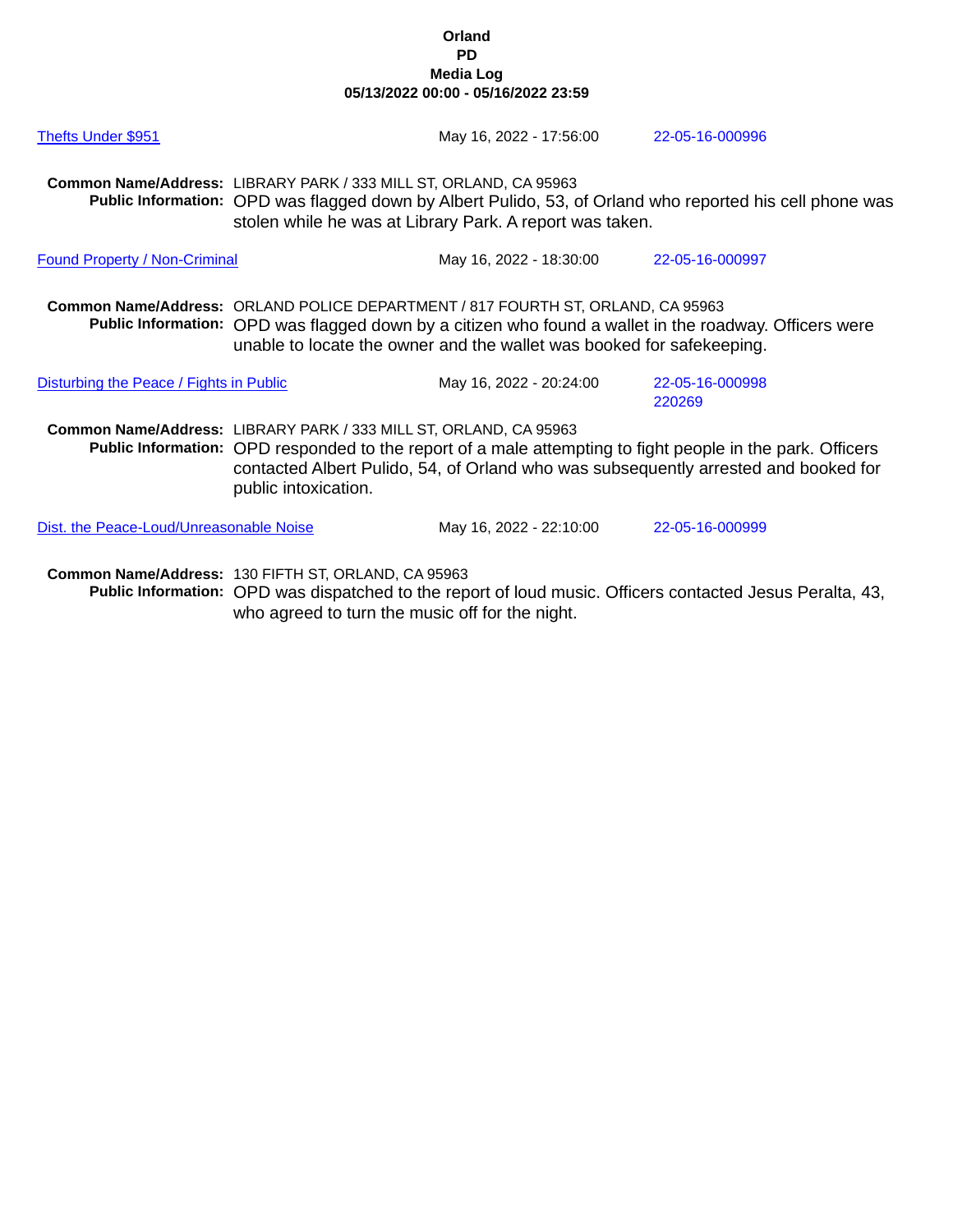**Orland**
**PD**
**Media Log**
**05/13/2022 00:00 - 05/16/2022 23:59**

Thefts Under $951 May 16, 2022 - 17:56:00 22-05-16-000996

**Common Name/Address:** LIBRARY PARK / 333 MILL ST, ORLAND, CA 95963
**Public Information:** OPD was flagged down by Albert Pulido, 53, of Orland who reported his cell phone was stolen while he was at Library Park. A report was taken.

Found Property / Non-Criminal May 16, 2022 - 18:30:00 22-05-16-000997

**Common Name/Address:** ORLAND POLICE DEPARTMENT / 817 FOURTH ST, ORLAND, CA 95963
**Public Information:** OPD was flagged down by a citizen who found a wallet in the roadway. Officers were unable to locate the owner and the wallet was booked for safekeeping.

Disturbing the Peace / Fights in Public May 16, 2022 - 20:24:00 22-05-16-000998 220269

**Common Name/Address:** LIBRARY PARK / 333 MILL ST, ORLAND, CA 95963
**Public Information:** OPD responded to the report of a male attempting to fight people in the park. Officers contacted Albert Pulido, 54, of Orland who was subsequently arrested and booked for public intoxication.

Dist. the Peace-Loud/Unreasonable Noise May 16, 2022 - 22:10:00 22-05-16-000999

**Common Name/Address:** 130 FIFTH ST, ORLAND, CA 95963
**Public Information:** OPD was dispatched to the report of loud music. Officers contacted Jesus Peralta, 43, who agreed to turn the music off for the night.